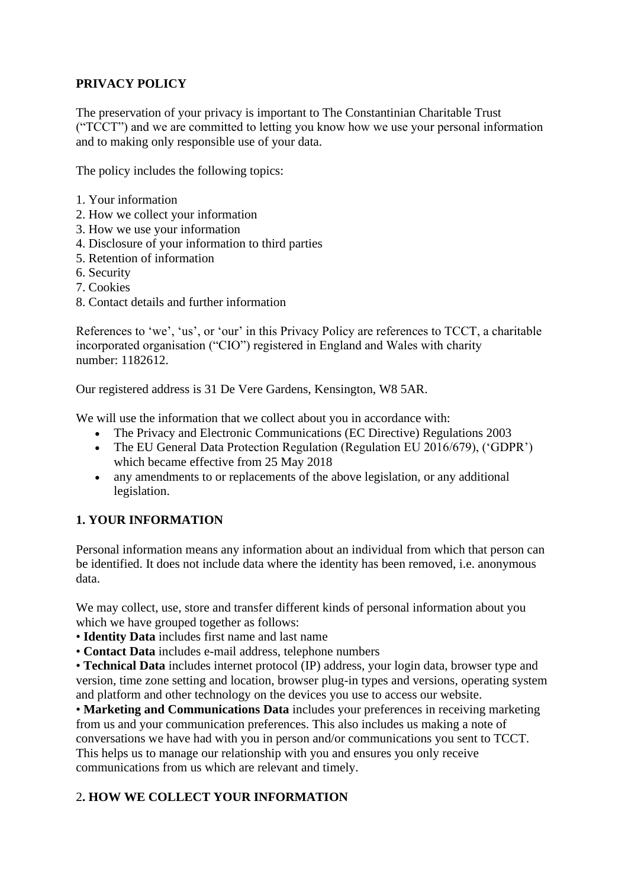**PRIVACY POLICY**

The preservation of your privacy is important to The Constantinian Charitable Trust ("TCCT") and we are committed to letting you know how we use your personal information and to making only responsible use of your data.

The policy includes the following topics:

1. Your information
2. How we collect your information
3. How we use your information
4. Disclosure of your information to third parties
5. Retention of information
6. Security
7. Cookies
8. Contact details and further information

References to 'we', 'us', or 'our' in this Privacy Policy are references to TCCT, a charitable incorporated organisation ("CIO") registered in England and Wales with charity number: 1182612.

Our registered address is 31 De Vere Gardens, Kensington, W8 5AR.

We will use the information that we collect about you in accordance with:

- The Privacy and Electronic Communications (EC Directive) Regulations 2003
- The EU General Data Protection Regulation (Regulation EU 2016/679), ('GDPR') which became effective from 25 May 2018
- any amendments to or replacements of the above legislation, or any additional legislation.

**1. YOUR INFORMATION**

Personal information means any information about an individual from which that person can be identified. It does not include data where the identity has been removed, i.e. anonymous data.

We may collect, use, store and transfer different kinds of personal information about you which we have grouped together as follows:

• **Identity Data** includes first name and last name
• **Contact Data** includes e-mail address, telephone numbers
• **Technical Data** includes internet protocol (IP) address, your login data, browser type and version, time zone setting and location, browser plug-in types and versions, operating system and platform and other technology on the devices you use to access our website.
• **Marketing and Communications Data** includes your preferences in receiving marketing from us and your communication preferences. This also includes us making a note of conversations we have had with you in person and/or communications you sent to TCCT. This helps us to manage our relationship with you and ensures you only receive communications from us which are relevant and timely.

2**. HOW WE COLLECT YOUR INFORMATION**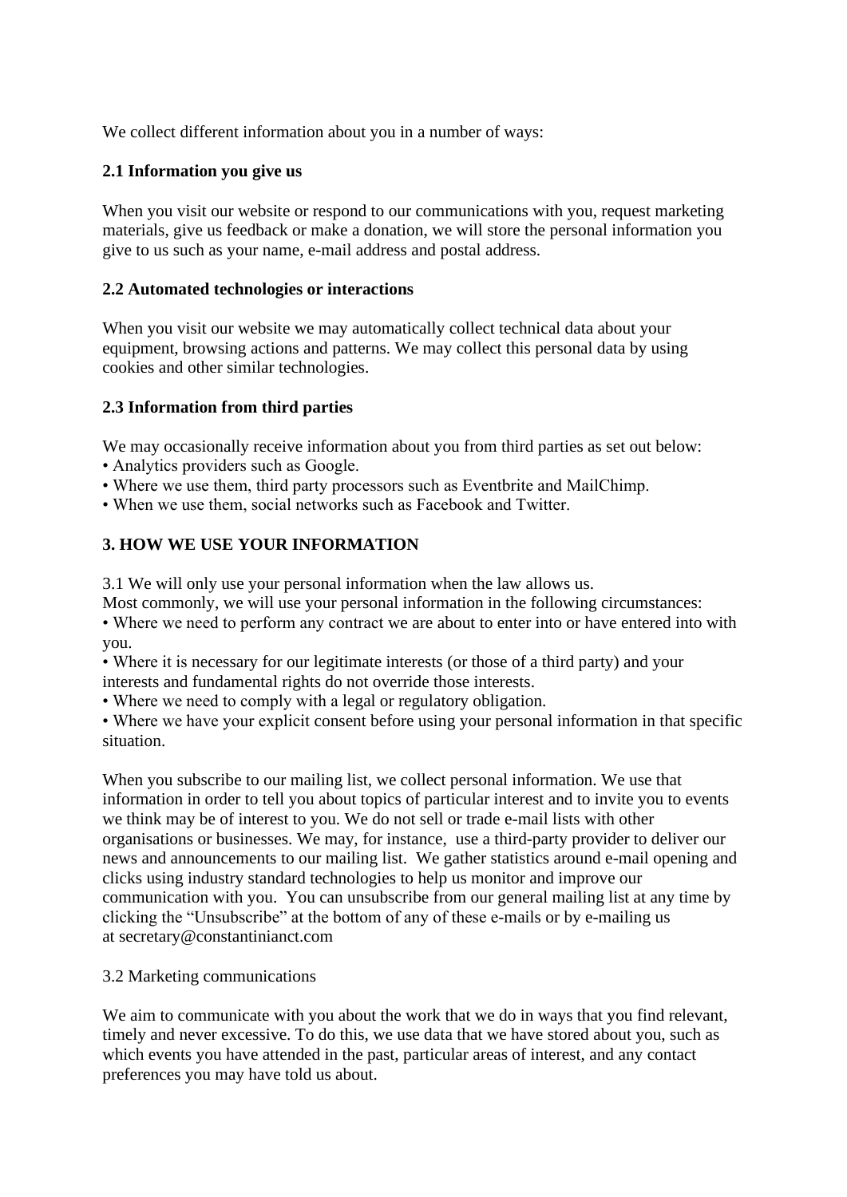We collect different information about you in a number of ways:

### 2.1 Information you give us

When you visit our website or respond to our communications with you, request marketing materials, give us feedback or make a donation, we will store the personal information you give to us such as your name, e-mail address and postal address.

### 2.2 Automated technologies or interactions

When you visit our website we may automatically collect technical data about your equipment, browsing actions and patterns. We may collect this personal data by using cookies and other similar technologies.

### 2.3 Information from third parties

We may occasionally receive information about you from third parties as set out below:
• Analytics providers such as Google.
• Where we use them, third party processors such as Eventbrite and MailChimp.
• When we use them, social networks such as Facebook and Twitter.

## 3. HOW WE USE YOUR INFORMATION

3.1 We will only use your personal information when the law allows us.
Most commonly, we will use your personal information in the following circumstances:
• Where we need to perform any contract we are about to enter into or have entered into with you.
• Where it is necessary for our legitimate interests (or those of a third party) and your interests and fundamental rights do not override those interests.
• Where we need to comply with a legal or regulatory obligation.
• Where we have your explicit consent before using your personal information in that specific situation.

When you subscribe to our mailing list, we collect personal information. We use that information in order to tell you about topics of particular interest and to invite you to events we think may be of interest to you. We do not sell or trade e-mail lists with other organisations or businesses. We may, for instance, use a third-party provider to deliver our news and announcements to our mailing list. We gather statistics around e-mail opening and clicks using industry standard technologies to help us monitor and improve our communication with you. You can unsubscribe from our general mailing list at any time by clicking the "Unsubscribe" at the bottom of any of these e-mails or by e-mailing us at secretary@constantinianct.com

3.2 Marketing communications

We aim to communicate with you about the work that we do in ways that you find relevant, timely and never excessive. To do this, we use data that we have stored about you, such as which events you have attended in the past, particular areas of interest, and any contact preferences you may have told us about.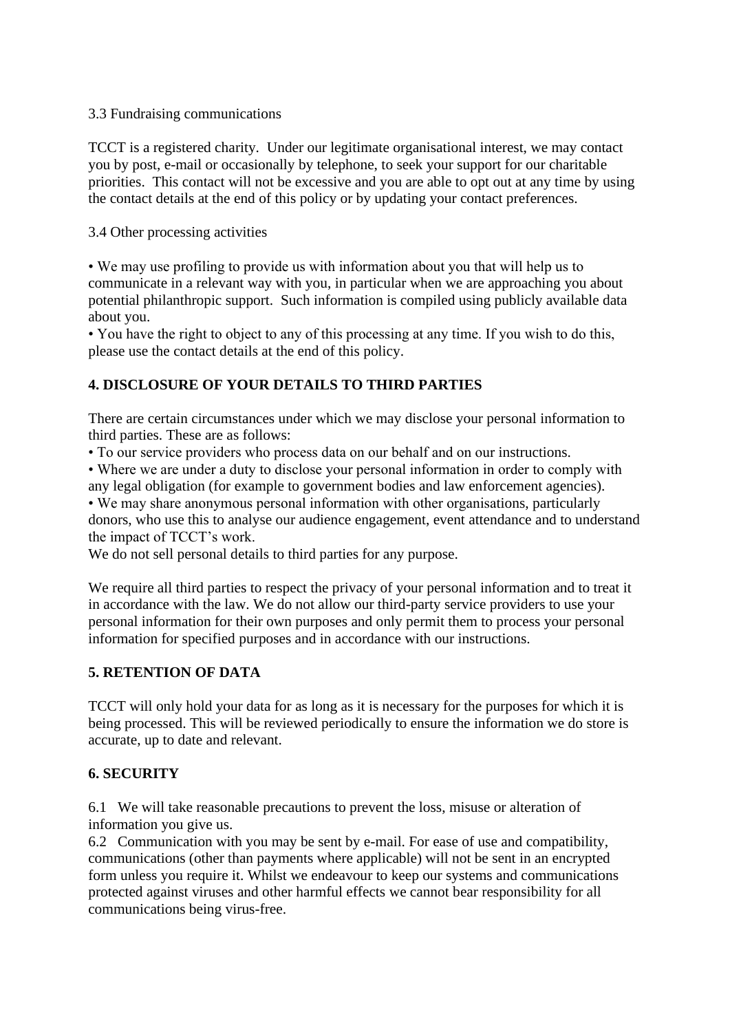### 3.3 Fundraising communications

TCCT is a registered charity. Under our legitimate organisational interest, we may contact you by post, e-mail or occasionally by telephone, to seek your support for our charitable priorities. This contact will not be excessive and you are able to opt out at any time by using the contact details at the end of this policy or by updating your contact preferences.

### 3.4 Other processing activities

- We may use profiling to provide us with information about you that will help us to communicate in a relevant way with you, in particular when we are approaching you about potential philanthropic support. Such information is compiled using publicly available data about you.
- You have the right to object to any of this processing at any time. If you wish to do this, please use the contact details at the end of this policy.

## 4. DISCLOSURE OF YOUR DETAILS TO THIRD PARTIES

There are certain circumstances under which we may disclose your personal information to third parties. These are as follows:

- To our service providers who process data on our behalf and on our instructions.
- Where we are under a duty to disclose your personal information in order to comply with any legal obligation (for example to government bodies and law enforcement agencies).
- We may share anonymous personal information with other organisations, particularly donors, who use this to analyse our audience engagement, event attendance and to understand the impact of TCCT's work.

We do not sell personal details to third parties for any purpose.

We require all third parties to respect the privacy of your personal information and to treat it in accordance with the law. We do not allow our third-party service providers to use your personal information for their own purposes and only permit them to process your personal information for specified purposes and in accordance with our instructions.

## 5. RETENTION OF DATA

TCCT will only hold your data for as long as it is necessary for the purposes for which it is being processed. This will be reviewed periodically to ensure the information we do store is accurate, up to date and relevant.

## 6. SECURITY

6.1 We will take reasonable precautions to prevent the loss, misuse or alteration of information you give us.

6.2 Communication with you may be sent by e-mail. For ease of use and compatibility, communications (other than payments where applicable) will not be sent in an encrypted form unless you require it. Whilst we endeavour to keep our systems and communications protected against viruses and other harmful effects we cannot bear responsibility for all communications being virus-free.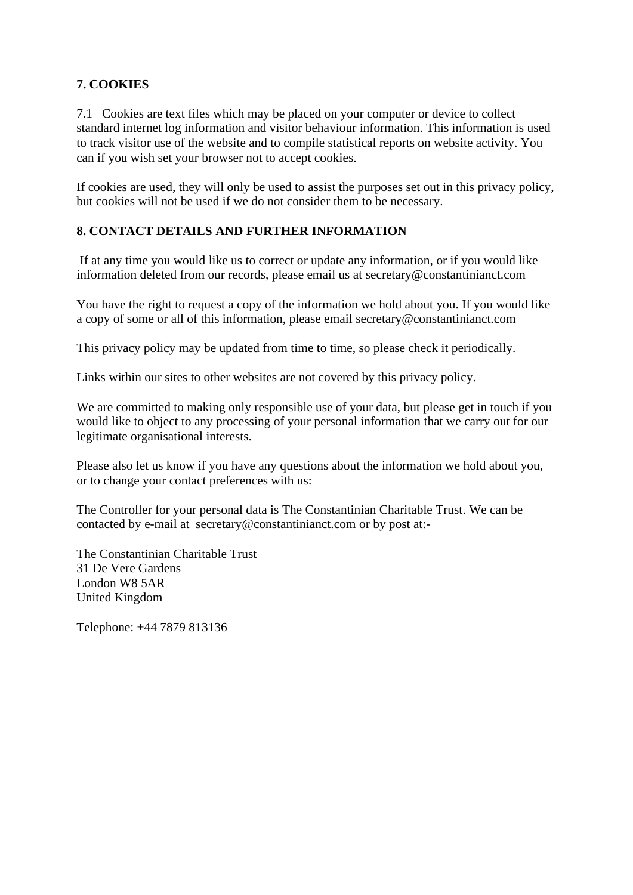## 7. COOKIES

7.1 Cookies are text files which may be placed on your computer or device to collect standard internet log information and visitor behaviour information. This information is used to track visitor use of the website and to compile statistical reports on website activity. You can if you wish set your browser not to accept cookies.

If cookies are used, they will only be used to assist the purposes set out in this privacy policy, but cookies will not be used if we do not consider them to be necessary.

## 8. CONTACT DETAILS AND FURTHER INFORMATION

If at any time you would like us to correct or update any information, or if you would like information deleted from our records, please email us at secretary@constantinianct.com

You have the right to request a copy of the information we hold about you. If you would like a copy of some or all of this information, please email secretary@constantinianct.com

This privacy policy may be updated from time to time, so please check it periodically.

Links within our sites to other websites are not covered by this privacy policy.

We are committed to making only responsible use of your data, but please get in touch if you would like to object to any processing of your personal information that we carry out for our legitimate organisational interests.

Please also let us know if you have any questions about the information we hold about you, or to change your contact preferences with us:

The Controller for your personal data is The Constantinian Charitable Trust. We can be contacted by e-mail at secretary@constantinianct.com or by post at:-

The Constantinian Charitable Trust
31 De Vere Gardens
London W8 5AR
United Kingdom

Telephone: +44 7879 813136